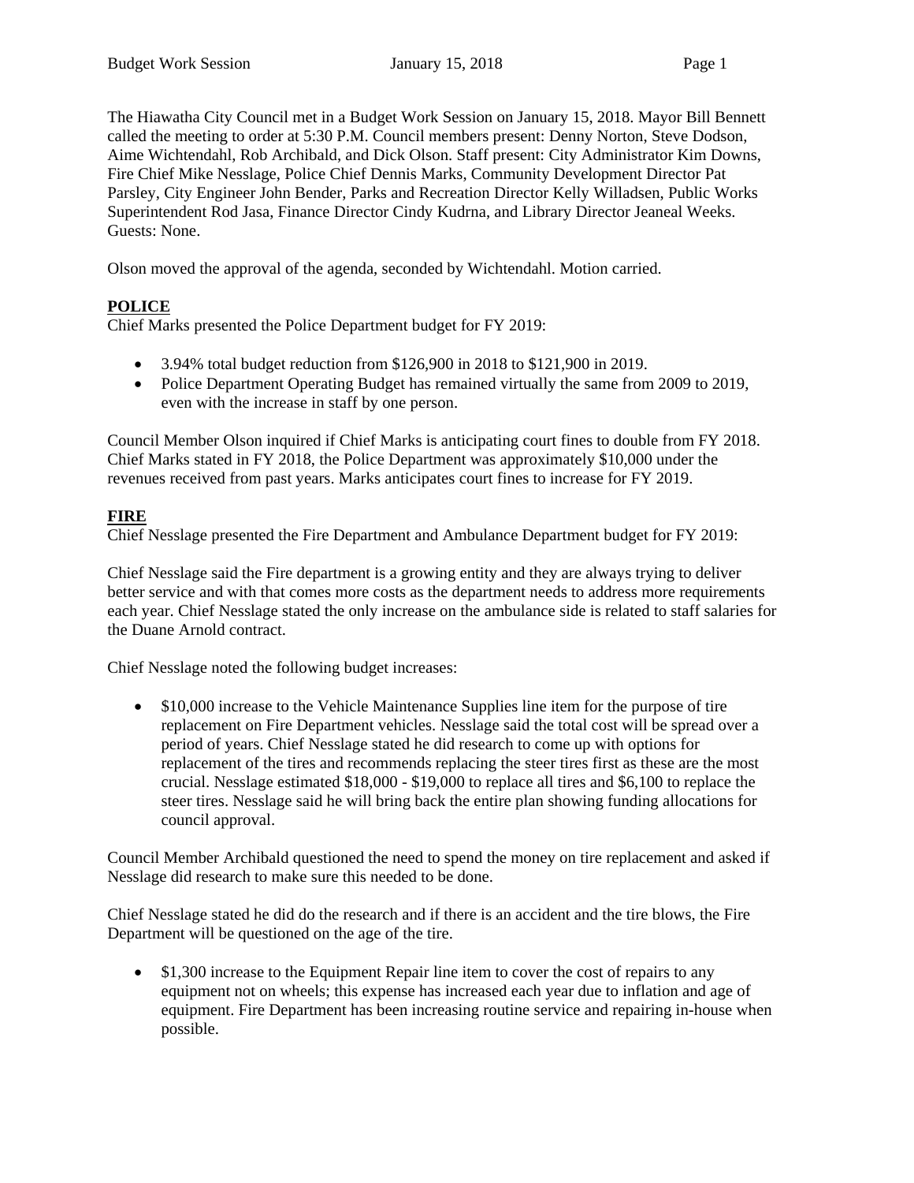The Hiawatha City Council met in a Budget Work Session on January 15, 2018. Mayor Bill Bennett called the meeting to order at 5:30 P.M. Council members present: Denny Norton, Steve Dodson, Aime Wichtendahl, Rob Archibald, and Dick Olson. Staff present: City Administrator Kim Downs, Fire Chief Mike Nesslage, Police Chief Dennis Marks, Community Development Director Pat Parsley, City Engineer John Bender, Parks and Recreation Director Kelly Willadsen, Public Works Superintendent Rod Jasa, Finance Director Cindy Kudrna, and Library Director Jeaneal Weeks. Guests: None.

Olson moved the approval of the agenda, seconded by Wichtendahl. Motion carried.

**POLICE**

Chief Marks presented the Police Department budget for FY 2019:

- 3.94% total budget reduction from $126,900 in 2018 to $121,900 in 2019.
- Police Department Operating Budget has remained virtually the same from 2009 to 2019, even with the increase in staff by one person.

Council Member Olson inquired if Chief Marks is anticipating court fines to double from FY 2018. Chief Marks stated in FY 2018, the Police Department was approximately $10,000 under the revenues received from past years. Marks anticipates court fines to increase for FY 2019.

**FIRE**

Chief Nesslage presented the Fire Department and Ambulance Department budget for FY 2019:

Chief Nesslage said the Fire department is a growing entity and they are always trying to deliver better service and with that comes more costs as the department needs to address more requirements each year. Chief Nesslage stated the only increase on the ambulance side is related to staff salaries for the Duane Arnold contract.

Chief Nesslage noted the following budget increases:

- $10,000 increase to the Vehicle Maintenance Supplies line item for the purpose of tire replacement on Fire Department vehicles. Nesslage said the total cost will be spread over a period of years. Chief Nesslage stated he did research to come up with options for replacement of the tires and recommends replacing the steer tires first as these are the most crucial. Nesslage estimated $18,000 - $19,000 to replace all tires and $6,100 to replace the steer tires. Nesslage said he will bring back the entire plan showing funding allocations for council approval.

Council Member Archibald questioned the need to spend the money on tire replacement and asked if Nesslage did research to make sure this needed to be done.

Chief Nesslage stated he did do the research and if there is an accident and the tire blows, the Fire Department will be questioned on the age of the tire.

- $1,300 increase to the Equipment Repair line item to cover the cost of repairs to any equipment not on wheels; this expense has increased each year due to inflation and age of equipment. Fire Department has been increasing routine service and repairing in-house when possible.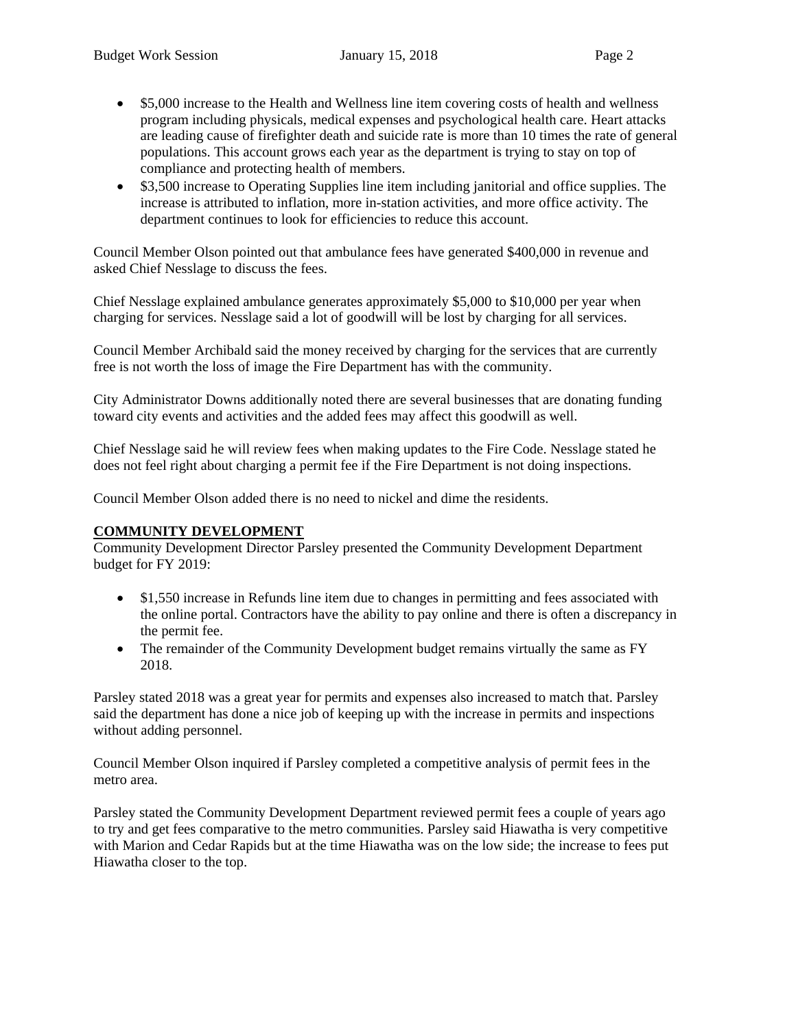- $5,000 increase to the Health and Wellness line item covering costs of health and wellness program including physicals, medical expenses and psychological health care. Heart attacks are leading cause of firefighter death and suicide rate is more than 10 times the rate of general populations. This account grows each year as the department is trying to stay on top of compliance and protecting health of members.
- $3,500 increase to Operating Supplies line item including janitorial and office supplies. The increase is attributed to inflation, more in-station activities, and more office activity. The department continues to look for efficiencies to reduce this account.

Council Member Olson pointed out that ambulance fees have generated $400,000 in revenue and asked Chief Nesslage to discuss the fees.

Chief Nesslage explained ambulance generates approximately $5,000 to $10,000 per year when charging for services. Nesslage said a lot of goodwill will be lost by charging for all services.

Council Member Archibald said the money received by charging for the services that are currently free is not worth the loss of image the Fire Department has with the community.

City Administrator Downs additionally noted there are several businesses that are donating funding toward city events and activities and the added fees may affect this goodwill as well.

Chief Nesslage said he will review fees when making updates to the Fire Code. Nesslage stated he does not feel right about charging a permit fee if the Fire Department is not doing inspections.

Council Member Olson added there is no need to nickel and dime the residents.

## COMMUNITY DEVELOPMENT

Community Development Director Parsley presented the Community Development Department budget for FY 2019:

- $1,550 increase in Refunds line item due to changes in permitting and fees associated with the online portal. Contractors have the ability to pay online and there is often a discrepancy in the permit fee.
- The remainder of the Community Development budget remains virtually the same as FY 2018.

Parsley stated 2018 was a great year for permits and expenses also increased to match that. Parsley said the department has done a nice job of keeping up with the increase in permits and inspections without adding personnel.

Council Member Olson inquired if Parsley completed a competitive analysis of permit fees in the metro area.

Parsley stated the Community Development Department reviewed permit fees a couple of years ago to try and get fees comparative to the metro communities. Parsley said Hiawatha is very competitive with Marion and Cedar Rapids but at the time Hiawatha was on the low side; the increase to fees put Hiawatha closer to the top.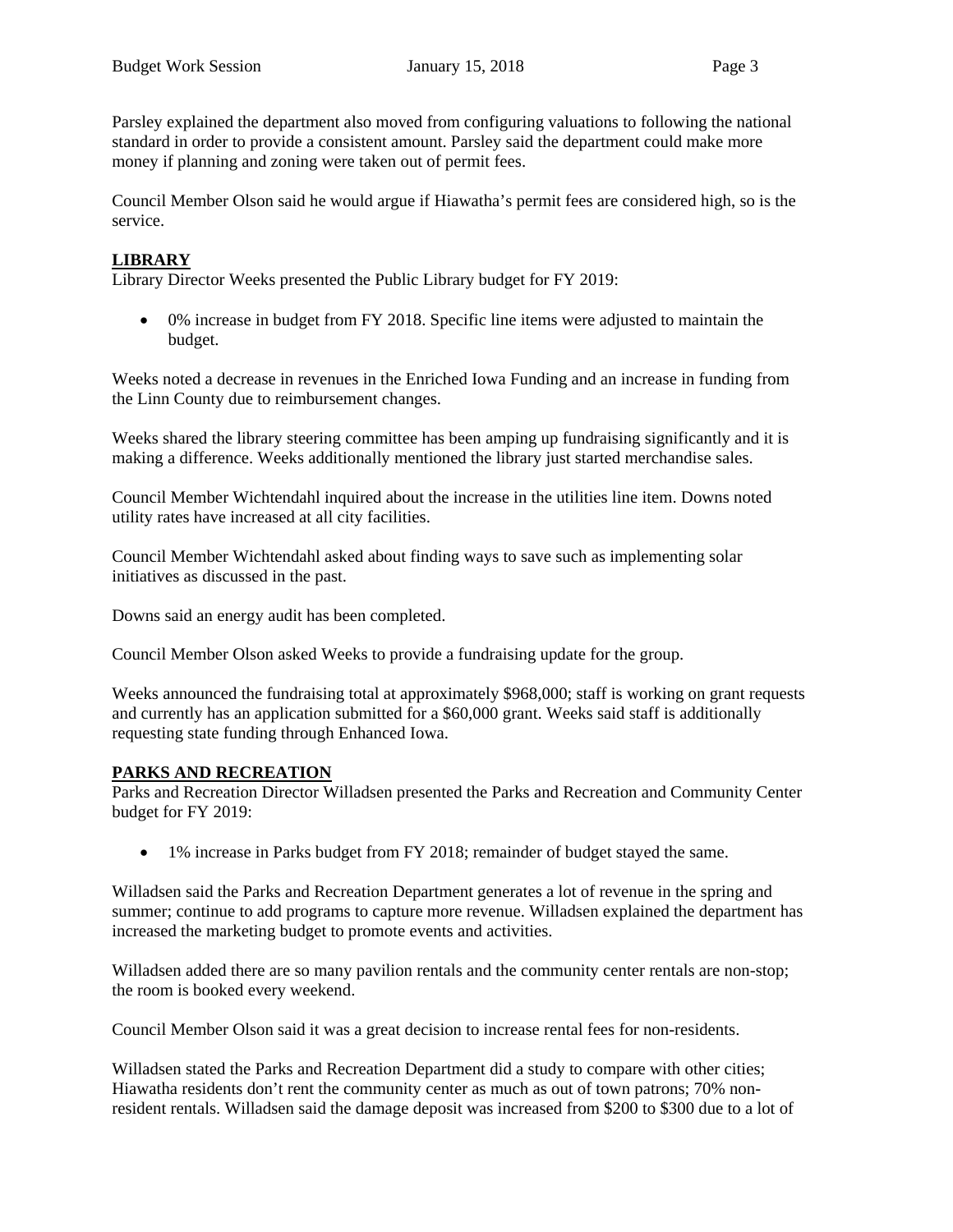Parsley explained the department also moved from configuring valuations to following the national standard in order to provide a consistent amount. Parsley said the department could make more money if planning and zoning were taken out of permit fees.

Council Member Olson said he would argue if Hiawatha's permit fees are considered high, so is the service.

## LIBRARY

Library Director Weeks presented the Public Library budget for FY 2019:

- 0% increase in budget from FY 2018. Specific line items were adjusted to maintain the budget.

Weeks noted a decrease in revenues in the Enriched Iowa Funding and an increase in funding from the Linn County due to reimbursement changes.

Weeks shared the library steering committee has been amping up fundraising significantly and it is making a difference. Weeks additionally mentioned the library just started merchandise sales.

Council Member Wichtendahl inquired about the increase in the utilities line item. Downs noted utility rates have increased at all city facilities.

Council Member Wichtendahl asked about finding ways to save such as implementing solar initiatives as discussed in the past.

Downs said an energy audit has been completed.

Council Member Olson asked Weeks to provide a fundraising update for the group.

Weeks announced the fundraising total at approximately $968,000; staff is working on grant requests and currently has an application submitted for a $60,000 grant. Weeks said staff is additionally requesting state funding through Enhanced Iowa.

## PARKS AND RECREATION

Parks and Recreation Director Willadsen presented the Parks and Recreation and Community Center budget for FY 2019:

- 1% increase in Parks budget from FY 2018; remainder of budget stayed the same.

Willadsen said the Parks and Recreation Department generates a lot of revenue in the spring and summer; continue to add programs to capture more revenue. Willadsen explained the department has increased the marketing budget to promote events and activities.

Willadsen added there are so many pavilion rentals and the community center rentals are non-stop; the room is booked every weekend.

Council Member Olson said it was a great decision to increase rental fees for non-residents.

Willadsen stated the Parks and Recreation Department did a study to compare with other cities; Hiawatha residents don't rent the community center as much as out of town patrons; 70% non-resident rentals. Willadsen said the damage deposit was increased from $200 to $300 due to a lot of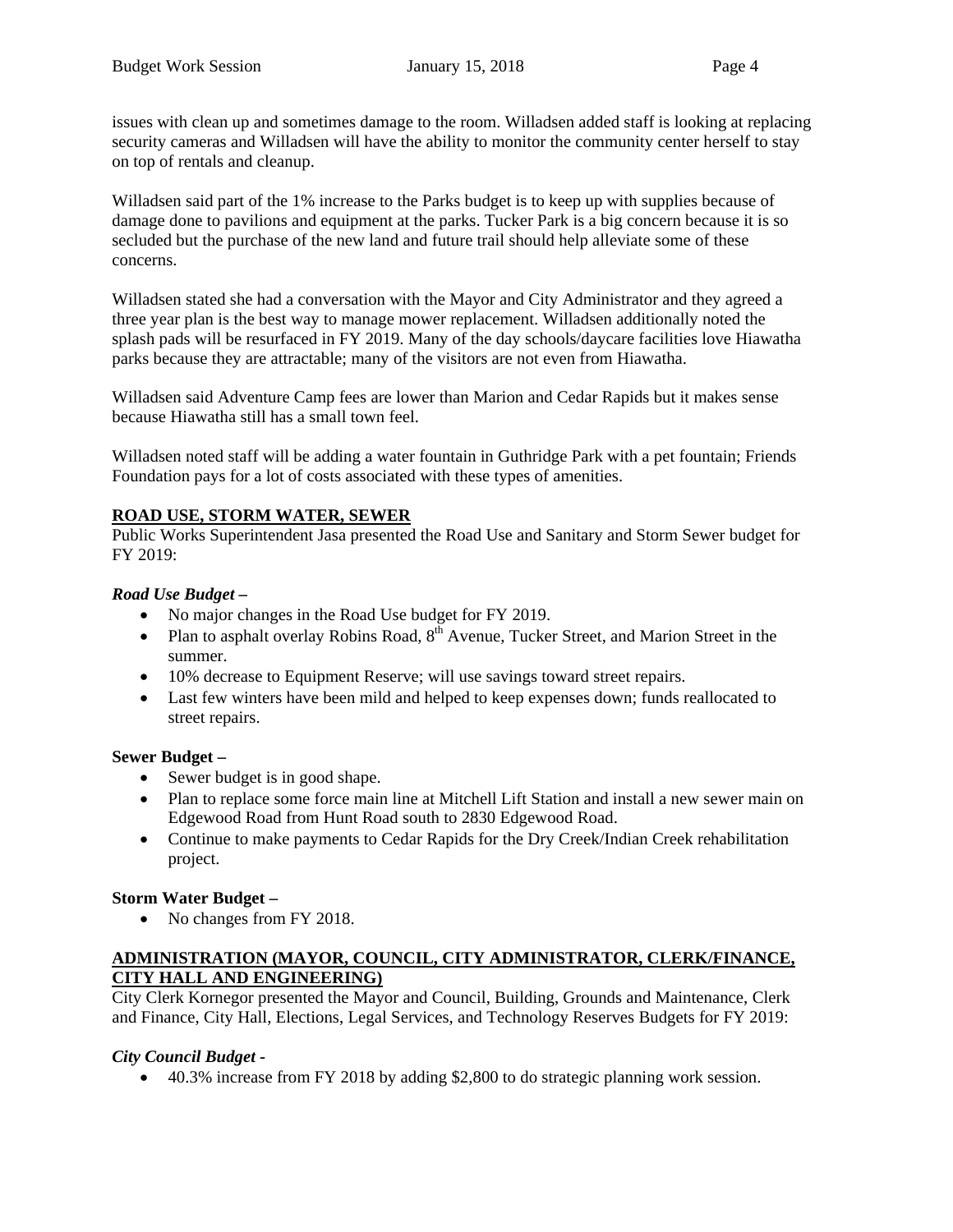issues with clean up and sometimes damage to the room. Willadsen added staff is looking at replacing security cameras and Willadsen will have the ability to monitor the community center herself to stay on top of rentals and cleanup.

Willadsen said part of the 1% increase to the Parks budget is to keep up with supplies because of damage done to pavilions and equipment at the parks. Tucker Park is a big concern because it is so secluded but the purchase of the new land and future trail should help alleviate some of these concerns.

Willadsen stated she had a conversation with the Mayor and City Administrator and they agreed a three year plan is the best way to manage mower replacement. Willadsen additionally noted the splash pads will be resurfaced in FY 2019. Many of the day schools/daycare facilities love Hiawatha parks because they are attractable; many of the visitors are not even from Hiawatha.

Willadsen said Adventure Camp fees are lower than Marion and Cedar Rapids but it makes sense because Hiawatha still has a small town feel.

Willadsen noted staff will be adding a water fountain in Guthridge Park with a pet fountain; Friends Foundation pays for a lot of costs associated with these types of amenities.

## ROAD USE, STORM WATER, SEWER

Public Works Superintendent Jasa presented the Road Use and Sanitary and Storm Sewer budget for FY 2019:

***Road Use Budget –***

- No major changes in the Road Use budget for FY 2019.
- Plan to asphalt overlay Robins Road, 8th Avenue, Tucker Street, and Marion Street in the summer.
- 10% decrease to Equipment Reserve; will use savings toward street repairs.
- Last few winters have been mild and helped to keep expenses down; funds reallocated to street repairs.

**Sewer Budget –**

- Sewer budget is in good shape.
- Plan to replace some force main line at Mitchell Lift Station and install a new sewer main on Edgewood Road from Hunt Road south to 2830 Edgewood Road.
- Continue to make payments to Cedar Rapids for the Dry Creek/Indian Creek rehabilitation project.

**Storm Water Budget –**

- No changes from FY 2018.

## ADMINISTRATION (MAYOR, COUNCIL, CITY ADMINISTRATOR, CLERK/FINANCE, CITY HALL AND ENGINEERING)

City Clerk Kornegor presented the Mayor and Council, Building, Grounds and Maintenance, Clerk and Finance, City Hall, Elections, Legal Services, and Technology Reserves Budgets for FY 2019:

***City Council Budget -***

- 40.3% increase from FY 2018 by adding $2,800 to do strategic planning work session.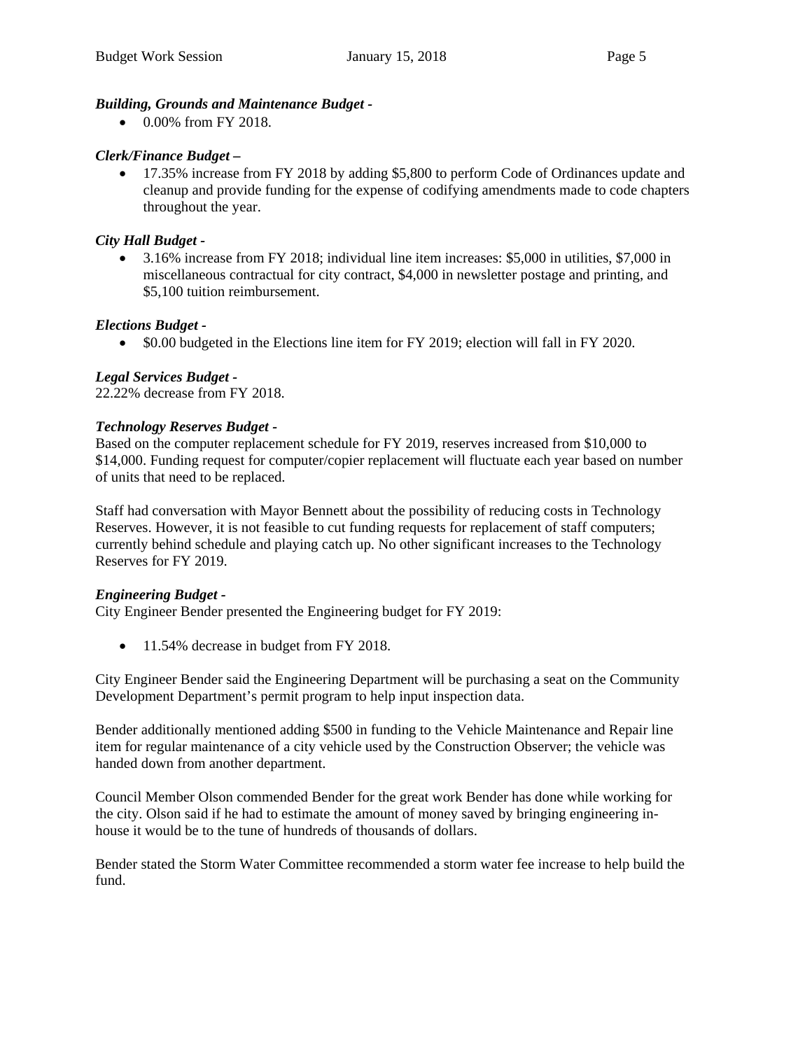***Building, Grounds and Maintenance Budget -***

- 0.00% from FY 2018.

***Clerk/Finance Budget –***

- 17.35% increase from FY 2018 by adding $5,800 to perform Code of Ordinances update and cleanup and provide funding for the expense of codifying amendments made to code chapters throughout the year.

***City Hall Budget -***

- 3.16% increase from FY 2018; individual line item increases: $5,000 in utilities, $7,000 in miscellaneous contractual for city contract, $4,000 in newsletter postage and printing, and $5,100 tuition reimbursement.

***Elections Budget -***

- $0.00 budgeted in the Elections line item for FY 2019; election will fall in FY 2020.

***Legal Services Budget -***

22.22% decrease from FY 2018.

***Technology Reserves Budget -***

Based on the computer replacement schedule for FY 2019, reserves increased from $10,000 to $14,000. Funding request for computer/copier replacement will fluctuate each year based on number of units that need to be replaced.

Staff had conversation with Mayor Bennett about the possibility of reducing costs in Technology Reserves. However, it is not feasible to cut funding requests for replacement of staff computers; currently behind schedule and playing catch up. No other significant increases to the Technology Reserves for FY 2019.

***Engineering Budget -***

City Engineer Bender presented the Engineering budget for FY 2019:

- 11.54% decrease in budget from FY 2018.

City Engineer Bender said the Engineering Department will be purchasing a seat on the Community Development Department's permit program to help input inspection data.

Bender additionally mentioned adding $500 in funding to the Vehicle Maintenance and Repair line item for regular maintenance of a city vehicle used by the Construction Observer; the vehicle was handed down from another department.

Council Member Olson commended Bender for the great work Bender has done while working for the city. Olson said if he had to estimate the amount of money saved by bringing engineering in-house it would be to the tune of hundreds of thousands of dollars.

Bender stated the Storm Water Committee recommended a storm water fee increase to help build the fund.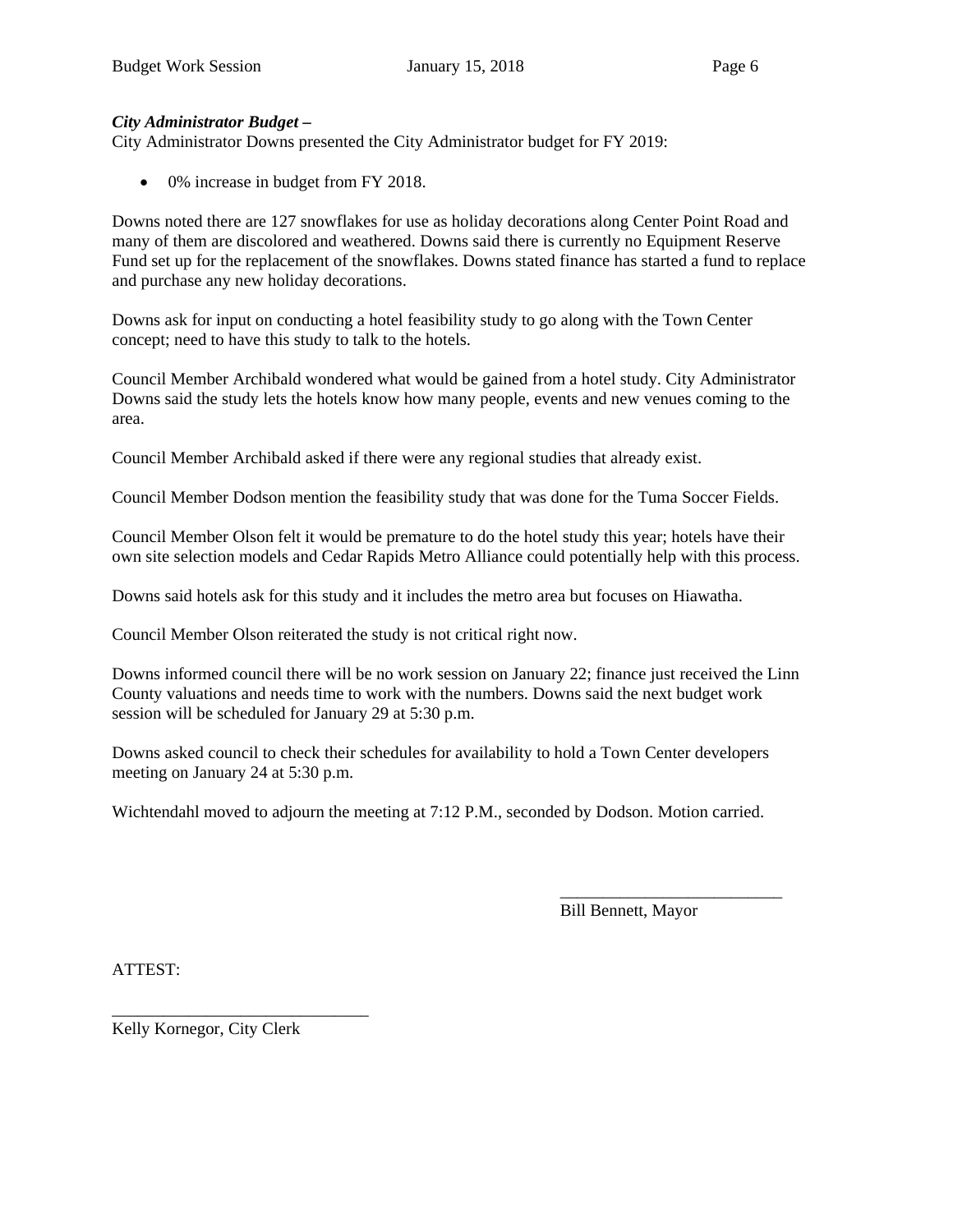***City Administrator Budget –***

City Administrator Downs presented the City Administrator budget for FY 2019:

- 0% increase in budget from FY 2018.

Downs noted there are 127 snowflakes for use as holiday decorations along Center Point Road and many of them are discolored and weathered. Downs said there is currently no Equipment Reserve Fund set up for the replacement of the snowflakes. Downs stated finance has started a fund to replace and purchase any new holiday decorations.

Downs ask for input on conducting a hotel feasibility study to go along with the Town Center concept; need to have this study to talk to the hotels.

Council Member Archibald wondered what would be gained from a hotel study. City Administrator Downs said the study lets the hotels know how many people, events and new venues coming to the area.

Council Member Archibald asked if there were any regional studies that already exist.

Council Member Dodson mention the feasibility study that was done for the Tuma Soccer Fields.

Council Member Olson felt it would be premature to do the hotel study this year; hotels have their own site selection models and Cedar Rapids Metro Alliance could potentially help with this process.

Downs said hotels ask for this study and it includes the metro area but focuses on Hiawatha.

Council Member Olson reiterated the study is not critical right now.

Downs informed council there will be no work session on January 22; finance just received the Linn County valuations and needs time to work with the numbers. Downs said the next budget work session will be scheduled for January 29 at 5:30 p.m.

Downs asked council to check their schedules for availability to hold a Town Center developers meeting on January 24 at 5:30 p.m.

Wichtendahl moved to adjourn the meeting at 7:12 P.M., seconded by Dodson. Motion carried.

\_\_\_\_\_\_\_\_\_\_\_\_\_\_\_\_\_\_\_\_\_\_\_\_\_\_\_

Bill Bennett, Mayor

ATTEST:

\_\_\_\_\_\_\_\_\_\_\_\_\_\_\_\_\_\_\_\_\_\_\_\_\_\_\_\_\_\_\_

Kelly Kornegor, City Clerk